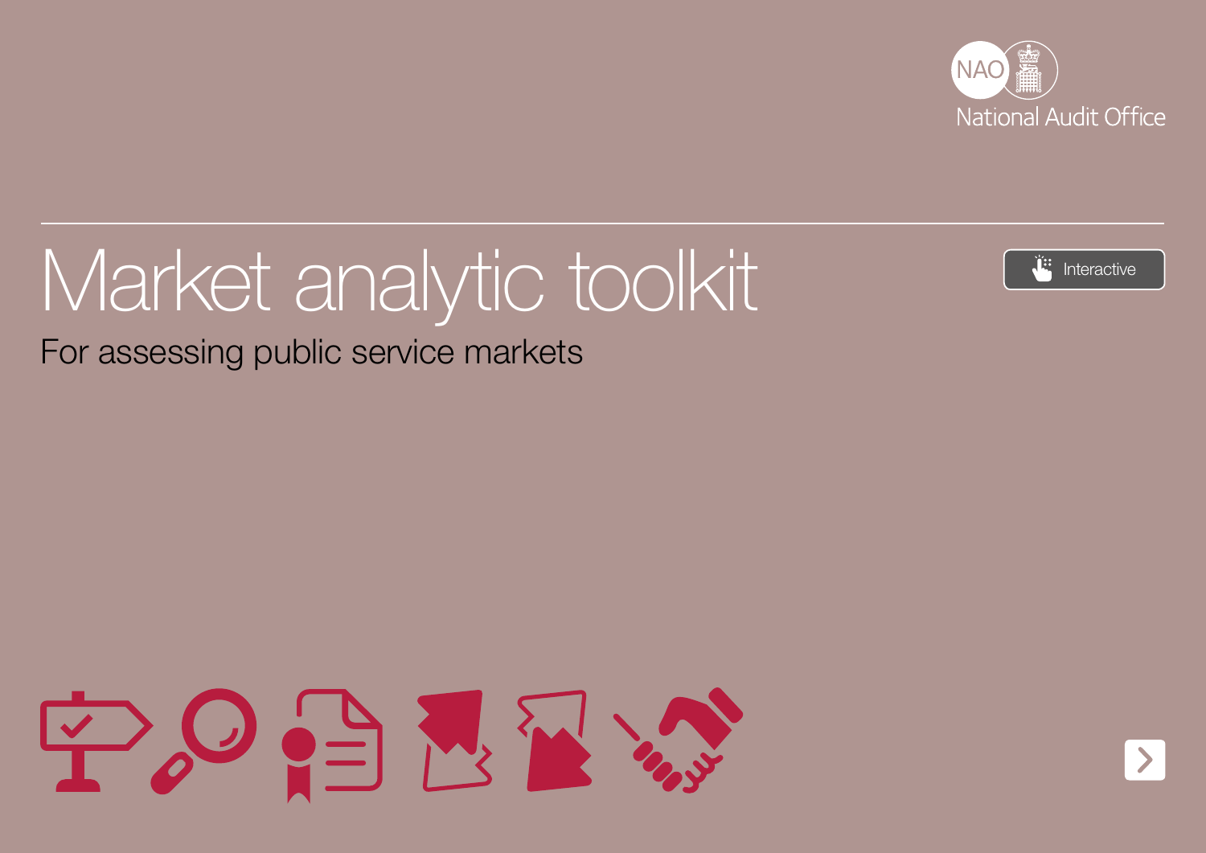National Audit Office

# Market analytic toolkit

For assessing public service markets

Interactive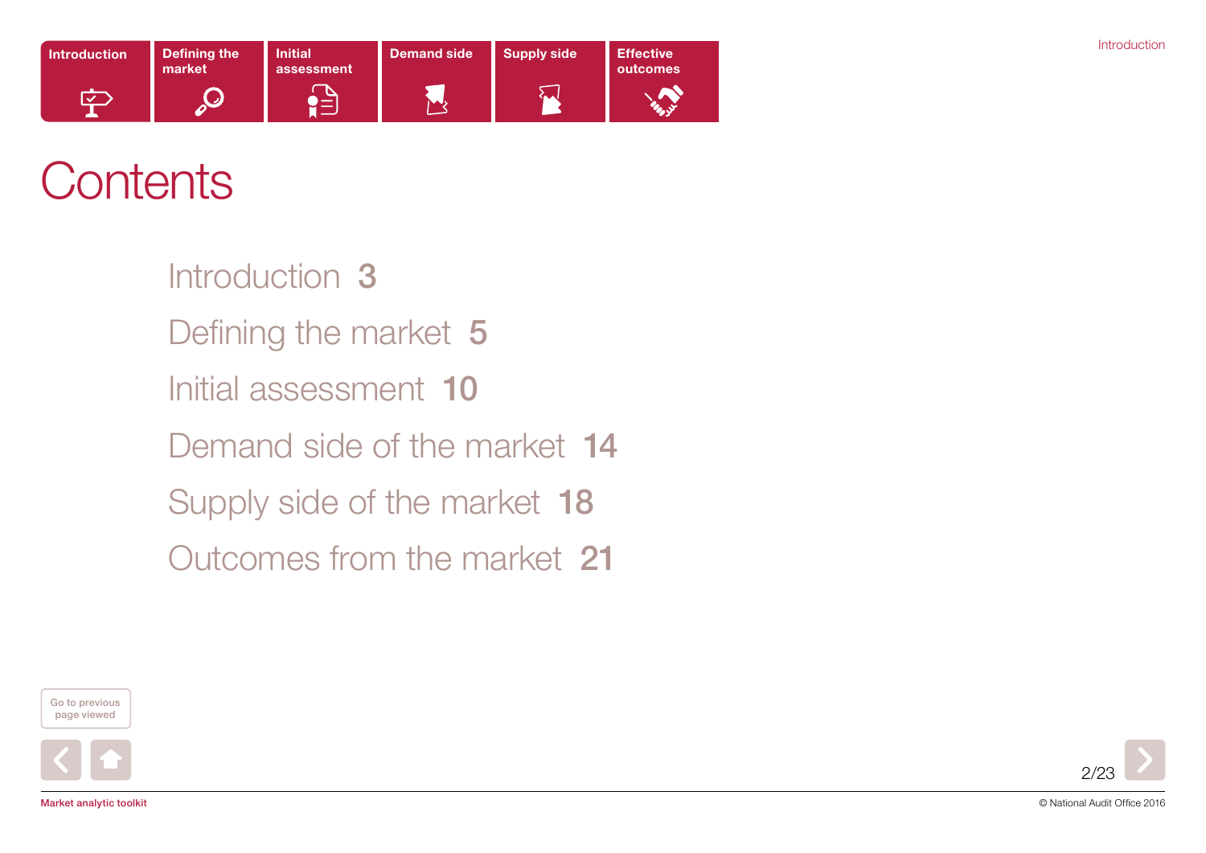# Contents

Introduction **3**

Defining the market **5**

Initial assessment **10**

Demand side of the market **14**

Supply side of the market **18**

Outcomes from the market **21**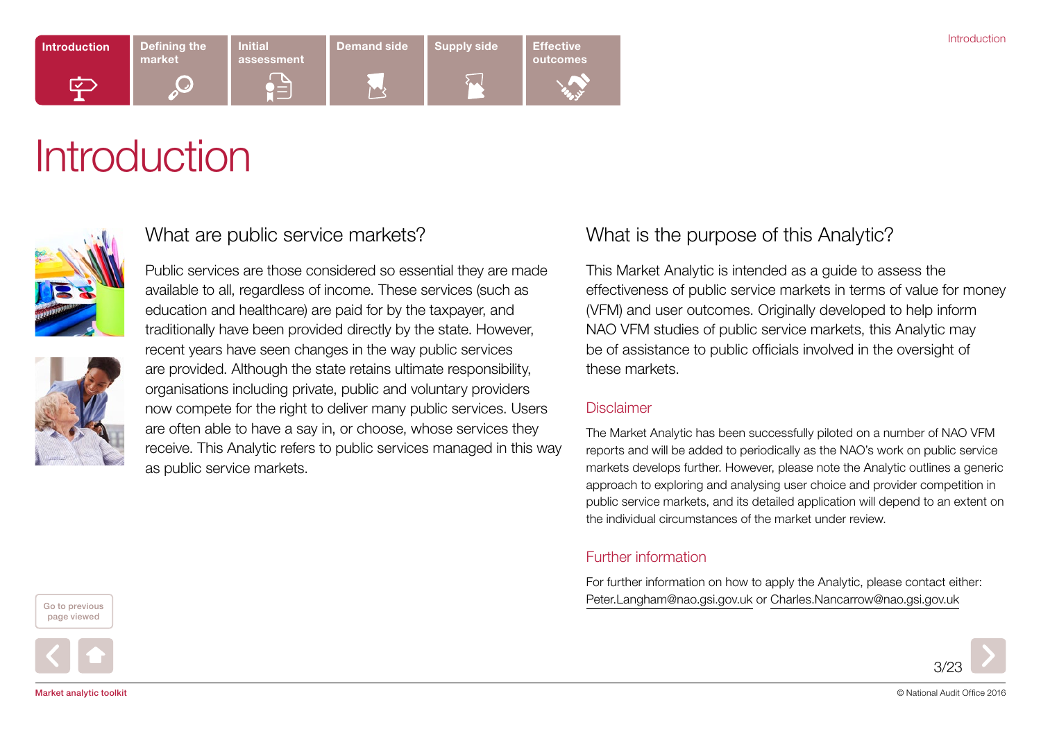# Introduction

## What are public service markets?

Public services are those considered so essential they are made available to all, regardless of income. These services (such as education and healthcare) are paid for by the taxpayer, and traditionally have been provided directly by the state. However, recent years have seen changes in the way public services are provided. Although the state retains ultimate responsibility, organisations including private, public and voluntary providers now compete for the right to deliver many public services. Users are often able to have a say in, or choose, whose services they receive. This Analytic refers to public services managed in this way as public service markets.

## What is the purpose of this Analytic?

This Market Analytic is intended as a guide to assess the effectiveness of public service markets in terms of value for money (VFM) and user outcomes. Originally developed to help inform NAO VFM studies of public service markets, this Analytic may be of assistance to public officials involved in the oversight of these markets.

### Disclaimer

The Market Analytic has been successfully piloted on a number of NAO VFM reports and will be added to periodically as the NAO's work on public service markets develops further. However, please note the Analytic outlines a generic approach to exploring and analysing user choice and provider competition in public service markets, and its detailed application will depend to an extent on the individual circumstances of the market under review.

### Further information

For further information on how to apply the Analytic, please contact either: Peter.Langham@nao.gsi.gov.uk or Charles.Nancarrow@nao.gsi.gov.uk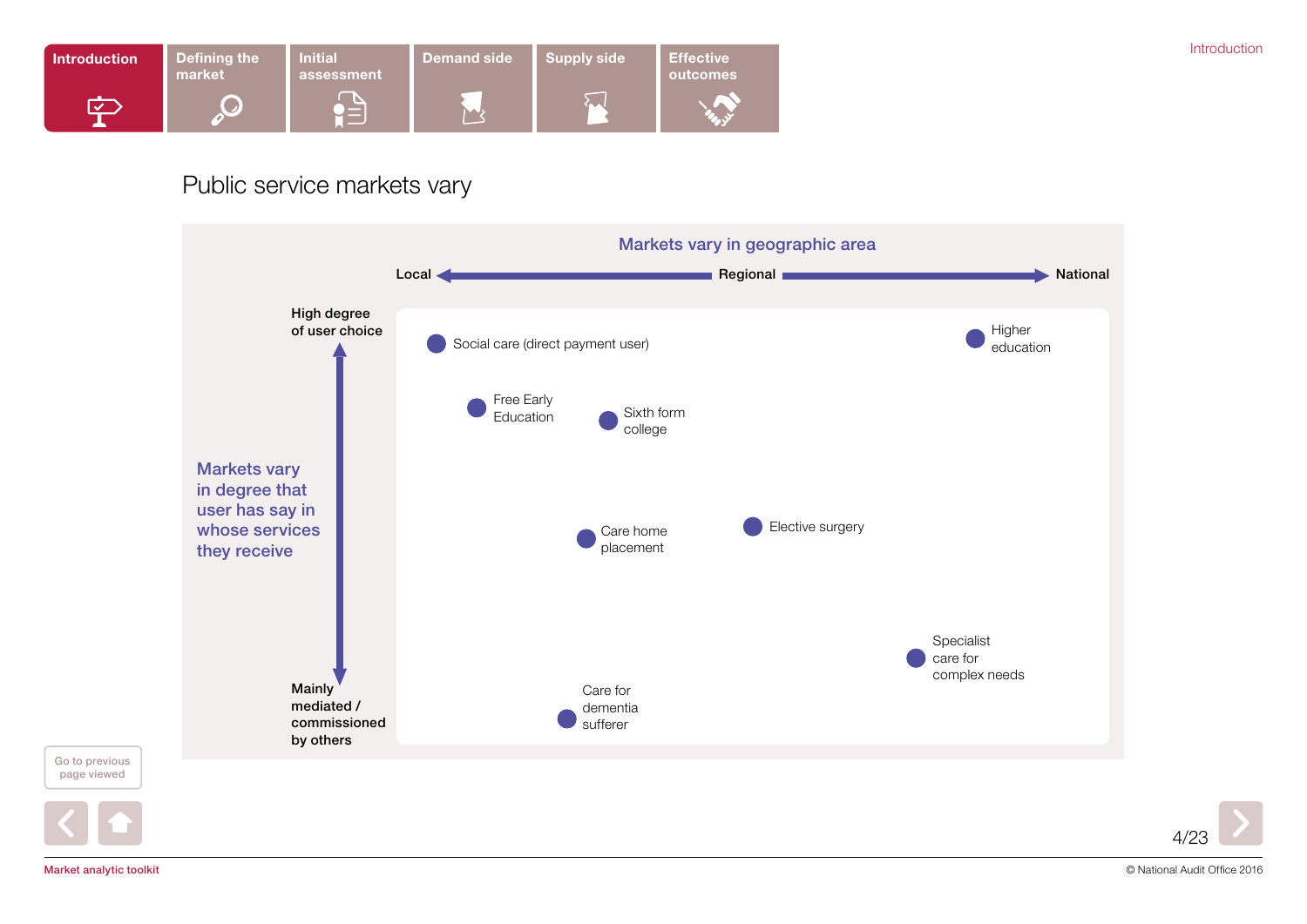# Public service markets vary

Markets vary in geographic area

Local — Regional — National

High degree of user choice

Mainly mediated / commissioned by others

Markets vary in degree that user has say in whose services they receive

Social care (direct payment user)

Higher education

Free Early Education

Sixth form college

Care home placement

Elective surgery

Specialist care for complex needs

Care for dementia sufferer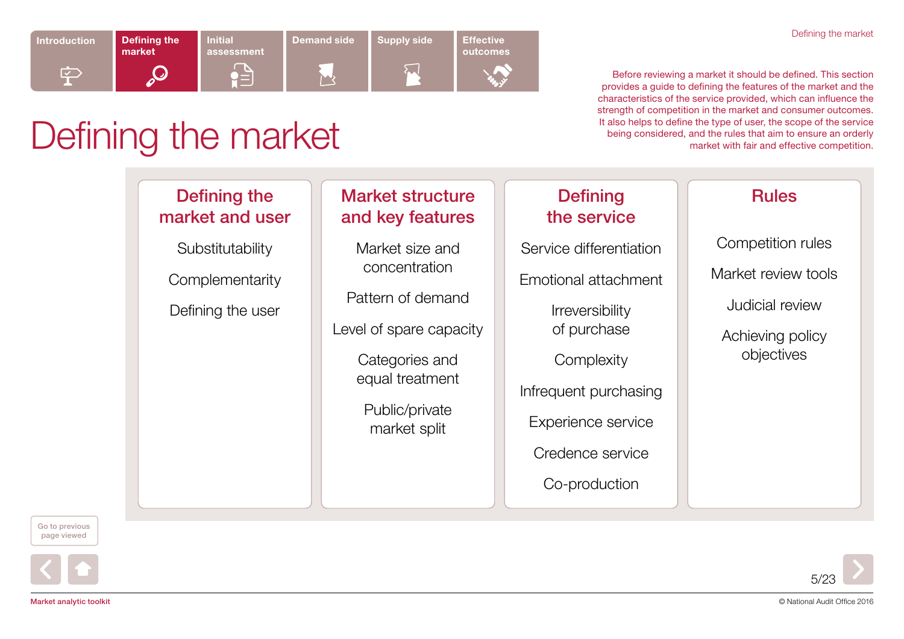# Defining the market

Before reviewing a market it should be defined. This section provides a guide to defining the features of the market and the characteristics of the service provided, which can influence the strength of competition in the market and consumer outcomes. It also helps to define the type of user, the scope of the service being considered, and the rules that aim to ensure an orderly market with fair and effective competition.

## Defining the market and user

- Substitutability
- Complementarity
- Defining the user

## Market structure and key features

- Market size and concentration
- Pattern of demand
- Level of spare capacity
- Categories and equal treatment
- Public/private market split

## Defining the service

- Service differentiation
- Emotional attachment
- Irreversibility of purchase
- Complexity
- Infrequent purchasing
- Experience service
- Credence service
- Co-production

## Rules

- Competition rules
- Market review tools
- Judicial review
- Achieving policy objectives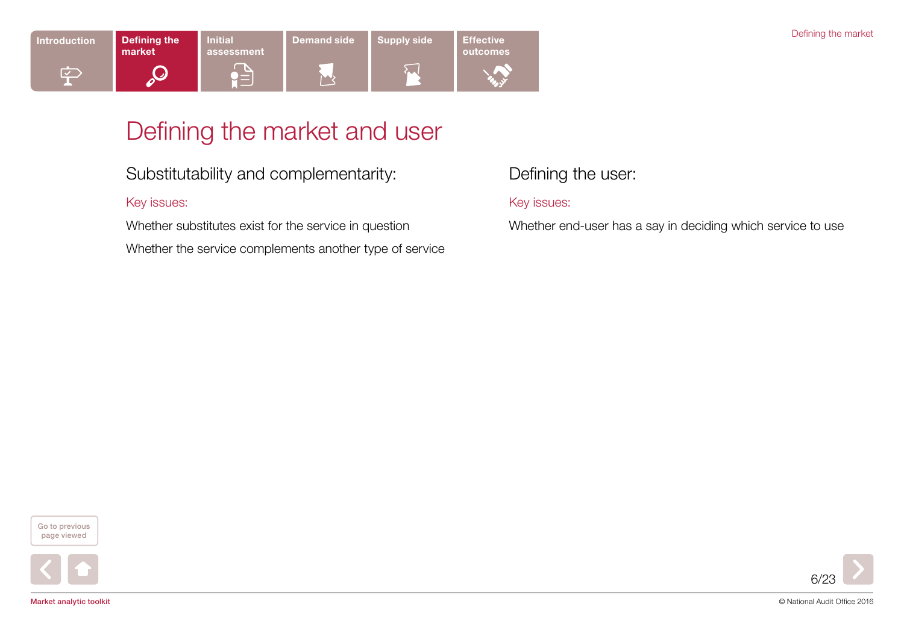# Defining the market and user

## Substitutability and complementarity:

Key issues:

Whether substitutes exist for the service in question

Whether the service complements another type of service

## Defining the user:

Key issues:

Whether end-user has a say in deciding which service to use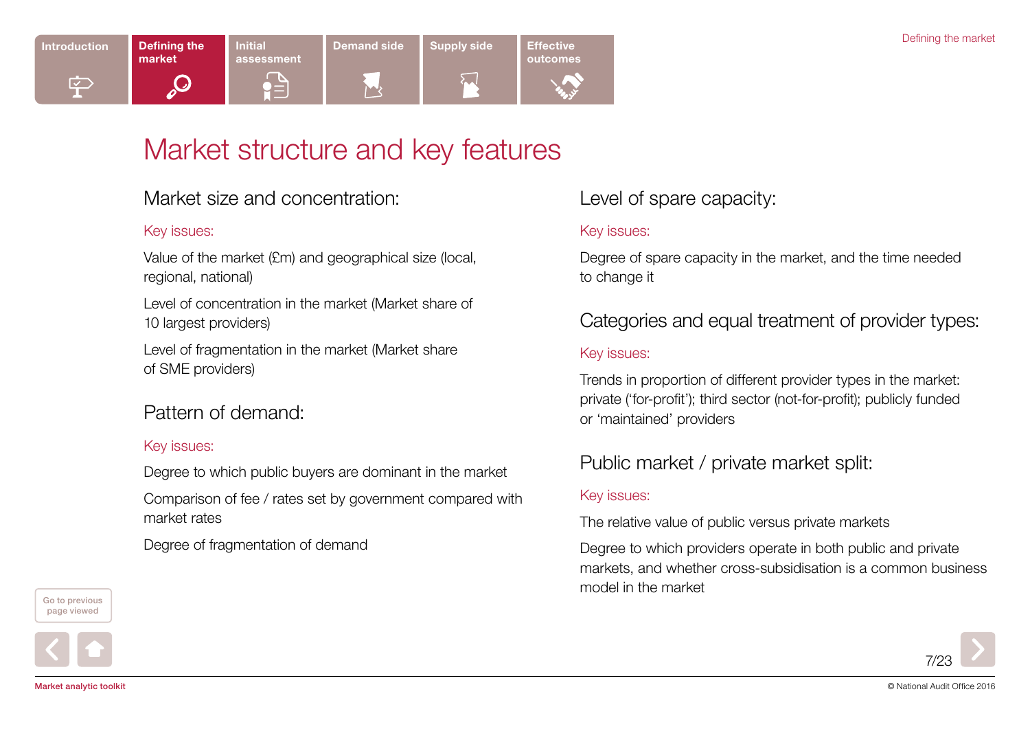# Market structure and key features

## Market size and concentration:

Key issues:

Value of the market (£m) and geographical size (local, regional, national)

Level of concentration in the market (Market share of 10 largest providers)

Level of fragmentation in the market (Market share of SME providers)

## Pattern of demand:

Key issues:

Degree to which public buyers are dominant in the market

Comparison of fee / rates set by government compared with market rates

Degree of fragmentation of demand

## Level of spare capacity:

Key issues:

Degree of spare capacity in the market, and the time needed to change it

## Categories and equal treatment of provider types:

Key issues:

Trends in proportion of different provider types in the market: private ('for-profit'); third sector (not-for-profit); publicly funded or 'maintained' providers

## Public market / private market split:

Key issues:

The relative value of public versus private markets

Degree to which providers operate in both public and private markets, and whether cross-subsidisation is a common business model in the market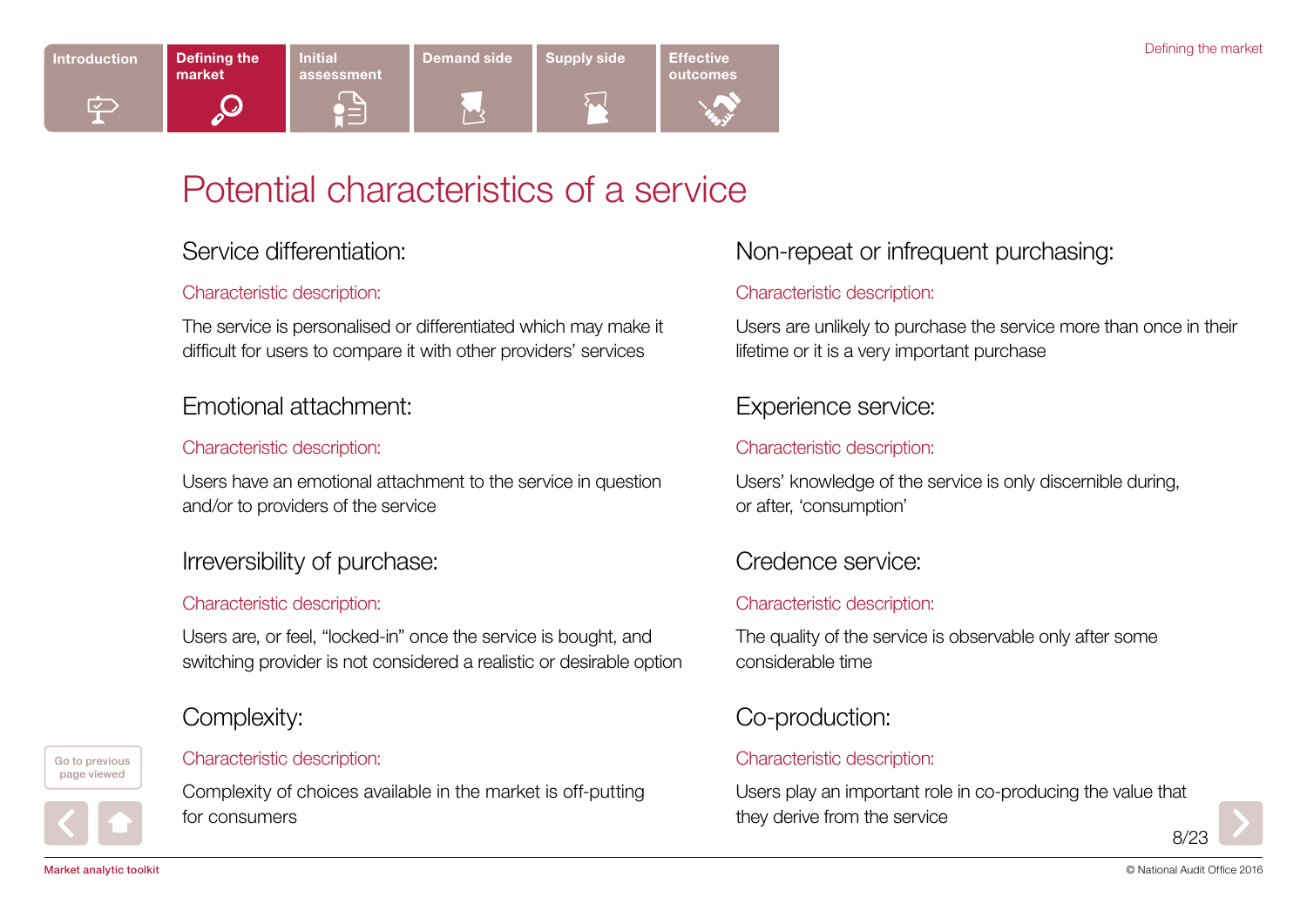# Potential characteristics of a service

## Service differentiation:

Characteristic description:

The service is personalised or differentiated which may make it difficult for users to compare it with other providers' services

## Emotional attachment:

Characteristic description:

Users have an emotional attachment to the service in question and/or to providers of the service

## Irreversibility of purchase:

Characteristic description:

Users are, or feel, "locked-in" once the service is bought, and switching provider is not considered a realistic or desirable option

## Complexity:

Characteristic description:

Complexity of choices available in the market is off-putting for consumers

## Non-repeat or infrequent purchasing:

Characteristic description:

Users are unlikely to purchase the service more than once in their lifetime or it is a very important purchase

## Experience service:

Characteristic description:

Users' knowledge of the service is only discernible during, or after, 'consumption'

## Credence service:

Characteristic description:

The quality of the service is observable only after some considerable time

## Co-production:

Characteristic description:

Users play an important role in co-producing the value that they derive from the service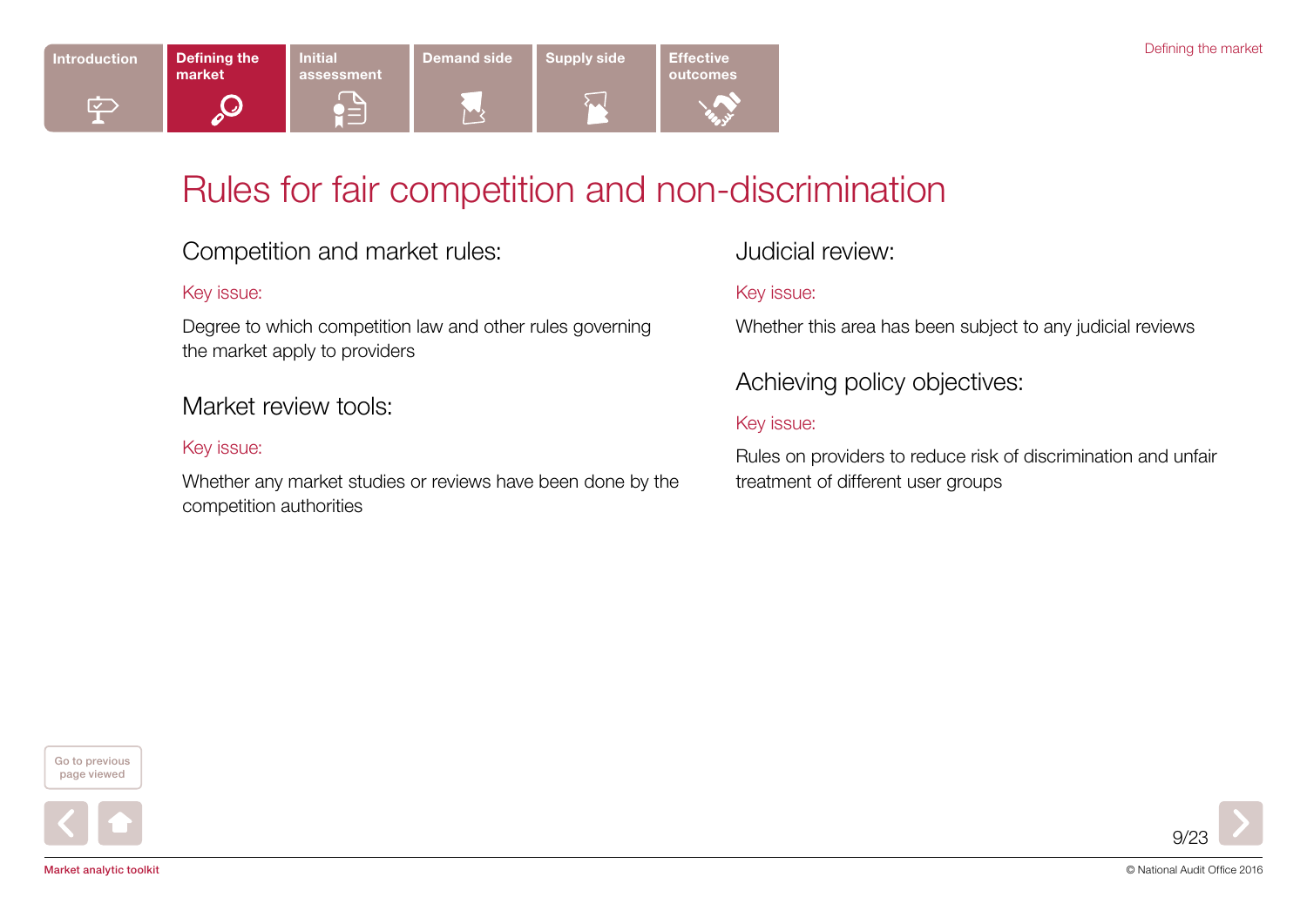# Rules for fair competition and non-discrimination

## Competition and market rules:

Key issue:

Degree to which competition law and other rules governing the market apply to providers

## Market review tools:

Key issue:

Whether any market studies or reviews have been done by the competition authorities

## Judicial review:

Key issue:

Whether this area has been subject to any judicial reviews

## Achieving policy objectives:

Key issue:

Rules on providers to reduce risk of discrimination and unfair treatment of different user groups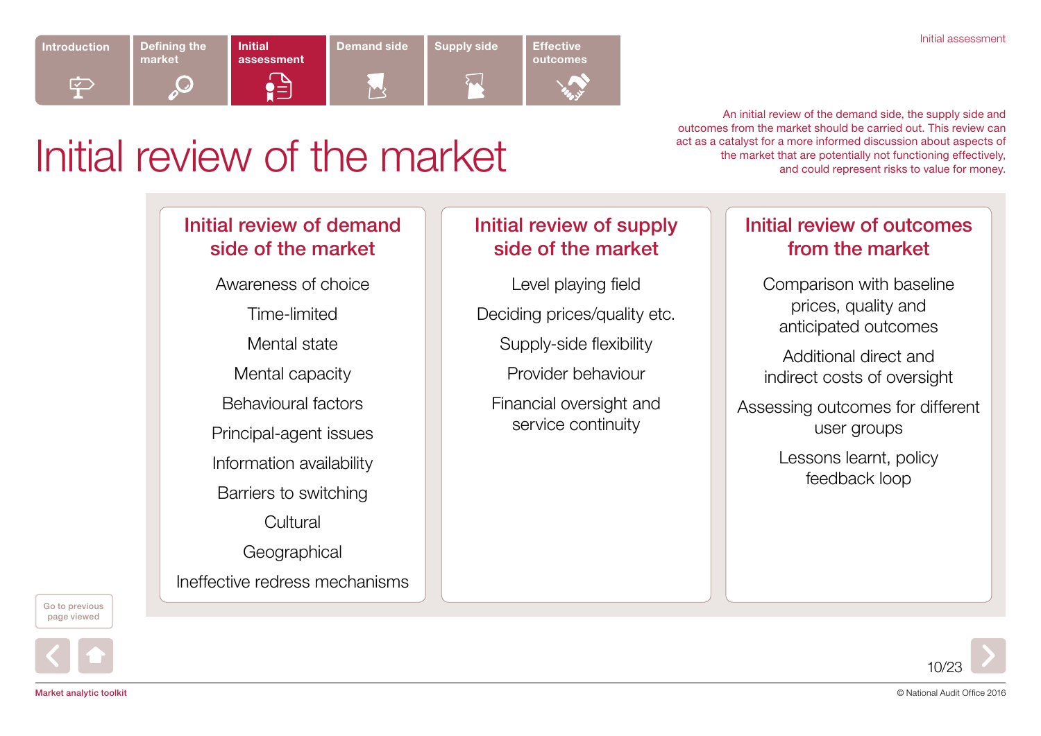# Initial review of the market

An initial review of the demand side, the supply side and outcomes from the market should be carried out. This review can act as a catalyst for a more informed discussion about aspects of the market that are potentially not functioning effectively, and could represent risks to value for money.

## Initial review of demand side of the market

- Awareness of choice
- Time-limited
- Mental state
- Mental capacity
- Behavioural factors
- Principal-agent issues
- Information availability
- Barriers to switching
- Cultural
- Geographical
- Ineffective redress mechanisms

## Initial review of supply side of the market

- Level playing field
- Deciding prices/quality etc.
- Supply-side flexibility
- Provider behaviour
- Financial oversight and service continuity

## Initial review of outcomes from the market

- Comparison with baseline prices, quality and anticipated outcomes
- Additional direct and indirect costs of oversight
- Assessing outcomes for different user groups
- Lessons learnt, policy feedback loop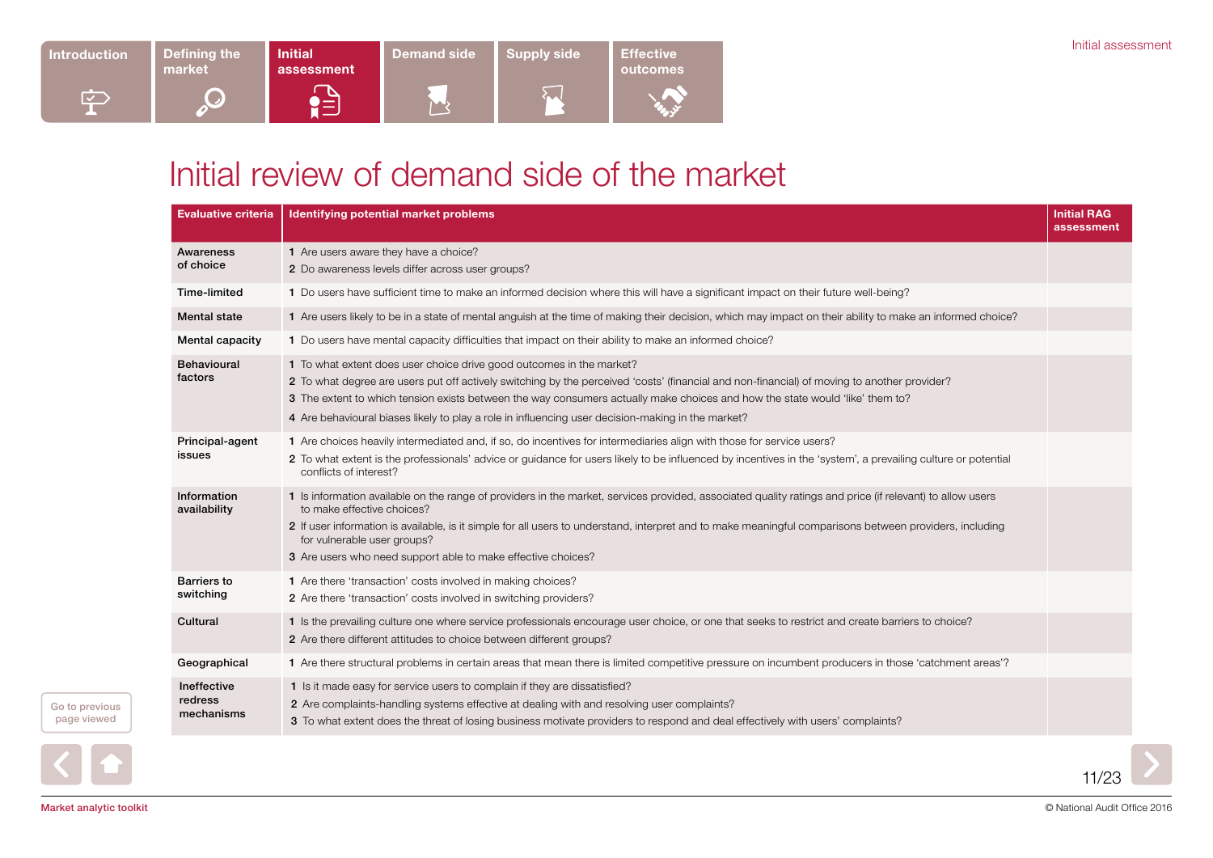# Initial review of demand side of the market

| Evaluative criteria | Identifying potential market problems | Initial RAG assessment |
|---|---|---|
| **Awareness of choice** | **1** Are users aware they have a choice?<br>**2** Do awareness levels differ across user groups? | |
| **Time-limited** | **1** Do users have sufficient time to make an informed decision where this will have a significant impact on their future well-being? | |
| **Mental state** | **1** Are users likely to be in a state of mental anguish at the time of making their decision, which may impact on their ability to make an informed choice? | |
| **Mental capacity** | **1** Do users have mental capacity difficulties that impact on their ability to make an informed choice? | |
| **Behavioural factors** | **1** To what extent does user choice drive good outcomes in the market?<br>**2** To what degree are users put off actively switching by the perceived 'costs' (financial and non-financial) of moving to another provider?<br>**3** The extent to which tension exists between the way consumers actually make choices and how the state would 'like' them to?<br>**4** Are behavioural biases likely to play a role in influencing user decision-making in the market? | |
| **Principal-agent issues** | **1** Are choices heavily intermediated and, if so, do incentives for intermediaries align with those for service users?<br>**2** To what extent is the professionals' advice or guidance for users likely to be influenced by incentives in the 'system', a prevailing culture or potential conflicts of interest? | |
| **Information availability** | **1** Is information available on the range of providers in the market, services provided, associated quality ratings and price (if relevant) to allow users to make effective choices?<br>**2** If user information is available, is it simple for all users to understand, interpret and to make meaningful comparisons between providers, including for vulnerable user groups?<br>**3** Are users who need support able to make effective choices? | |
| **Barriers to switching** | **1** Are there 'transaction' costs involved in making choices?<br>**2** Are there 'transaction' costs involved in switching providers? | |
| **Cultural** | **1** Is the prevailing culture one where service professionals encourage user choice, or one that seeks to restrict and create barriers to choice?<br>**2** Are there different attitudes to choice between different groups? | |
| **Geographical** | **1** Are there structural problems in certain areas that mean there is limited competitive pressure on incumbent producers in those 'catchment areas'? | |
| **Ineffective redress mechanisms** | **1** Is it made easy for service users to complain if they are dissatisfied?<br>**2** Are complaints-handling systems effective at dealing with and resolving user complaints?<br>**3** To what extent does the threat of losing business motivate providers to respond and deal effectively with users' complaints? | |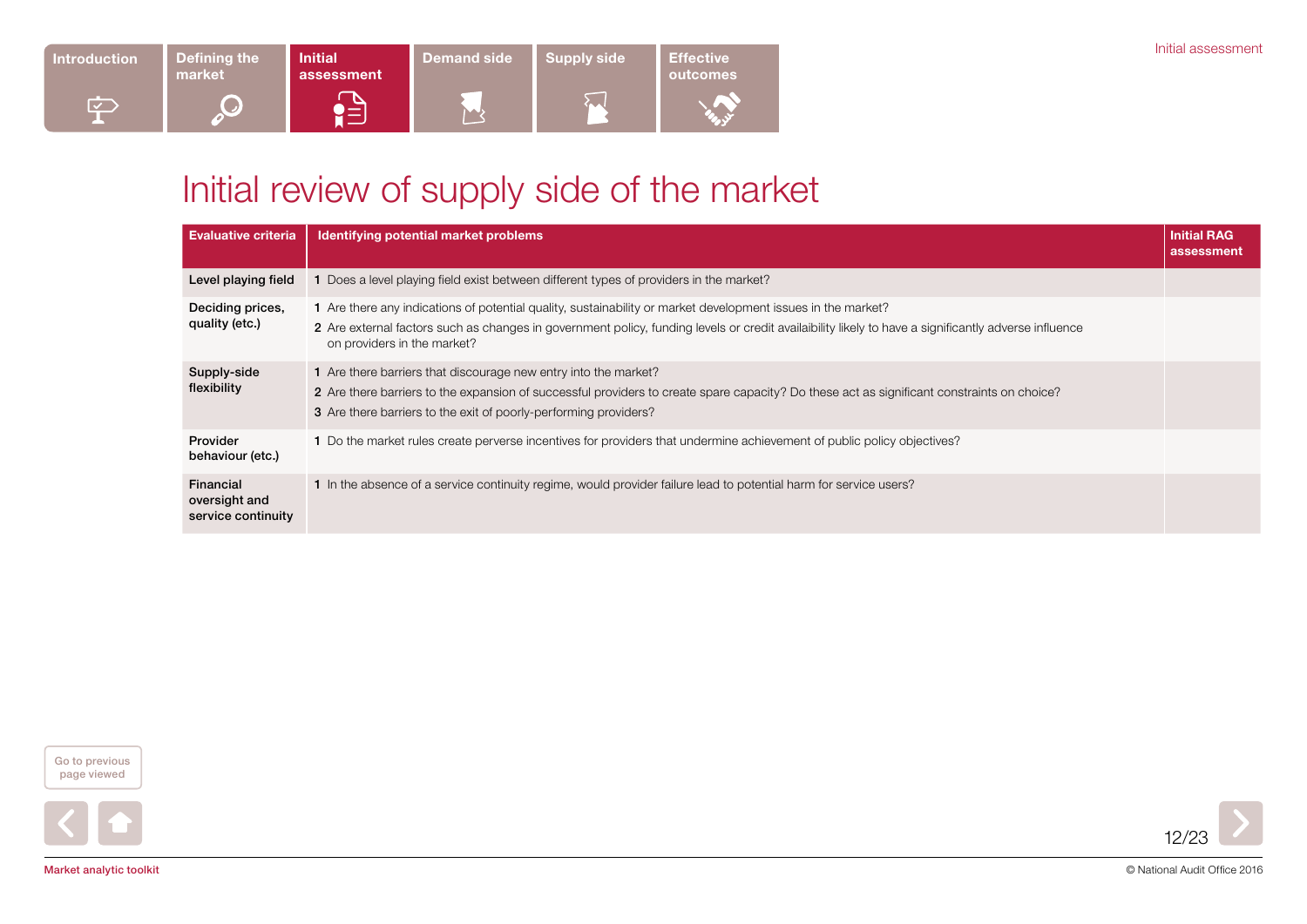# Initial review of supply side of the market

| Evaluative criteria | Identifying potential market problems | Initial RAG assessment |
|---|---|---|
| Level playing field | 1 Does a level playing field exist between different types of providers in the market? | |
| Deciding prices, quality (etc.) | 1 Are there any indications of potential quality, sustainability or market development issues in the market?<br>2 Are external factors such as changes in government policy, funding levels or credit availaibility likely to have a significantly adverse influence on providers in the market? | |
| Supply-side flexibility | 1 Are there barriers that discourage new entry into the market?<br>2 Are there barriers to the expansion of successful providers to create spare capacity? Do these act as significant constraints on choice?<br>3 Are there barriers to the exit of poorly-performing providers? | |
| Provider behaviour (etc.) | 1 Do the market rules create perverse incentives for providers that undermine achievement of public policy objectives? | |
| Financial oversight and service continuity | 1 In the absence of a service continuity regime, would provider failure lead to potential harm for service users? | |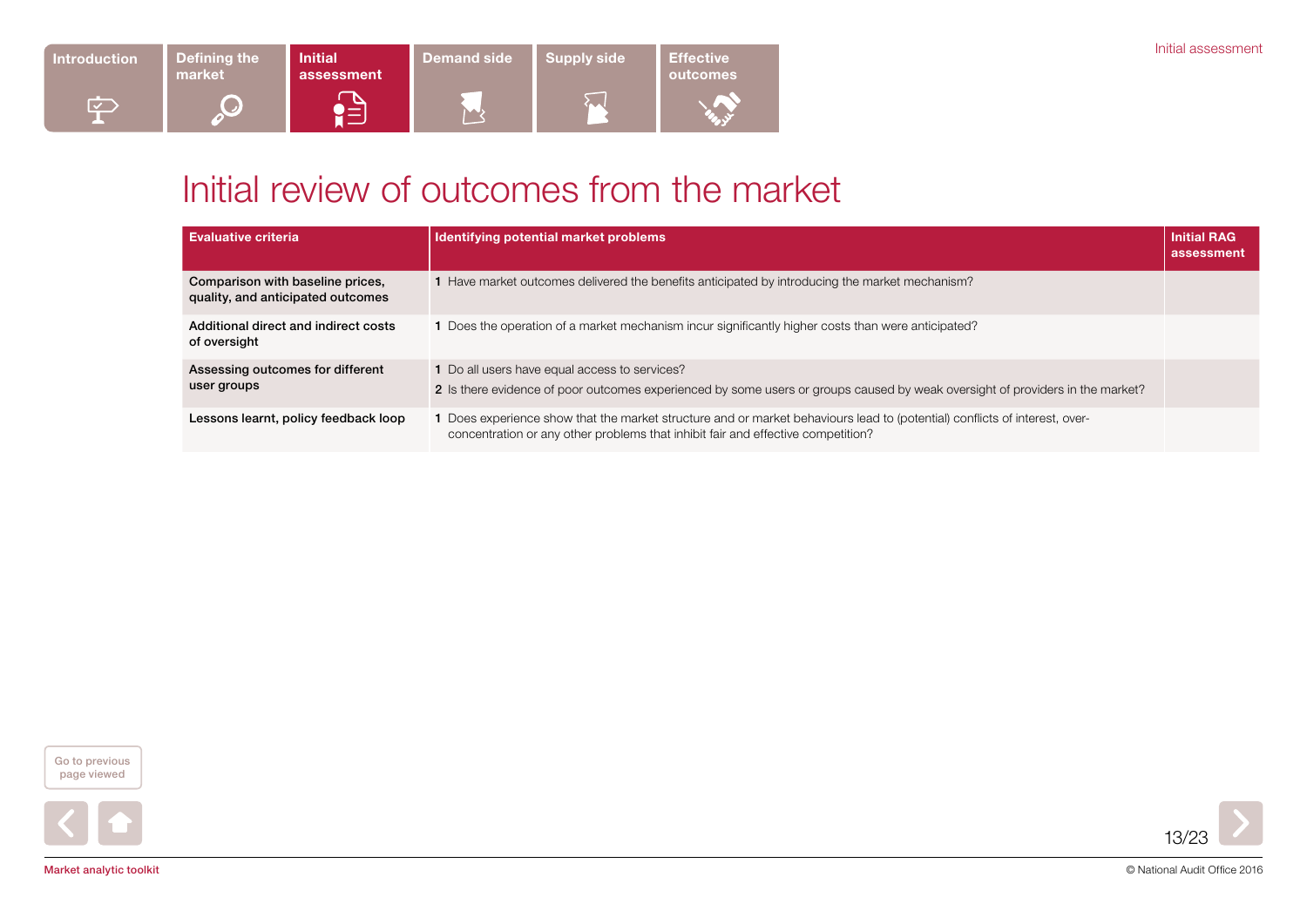# Initial review of outcomes from the market

| Evaluative criteria | Identifying potential market problems | Initial RAG assessment |
|---|---|---|
| Comparison with baseline prices, quality, and anticipated outcomes | 1 Have market outcomes delivered the benefits anticipated by introducing the market mechanism? | |
| Additional direct and indirect costs of oversight | 1 Does the operation of a market mechanism incur significantly higher costs than were anticipated? | |
| Assessing outcomes for different user groups | 1 Do all users have equal access to services?<br>2 Is there evidence of poor outcomes experienced by some users or groups caused by weak oversight of providers in the market? | |
| Lessons learnt, policy feedback loop | 1 Does experience show that the market structure and or market behaviours lead to (potential) conflicts of interest, over-concentration or any other problems that inhibit fair and effective competition? | |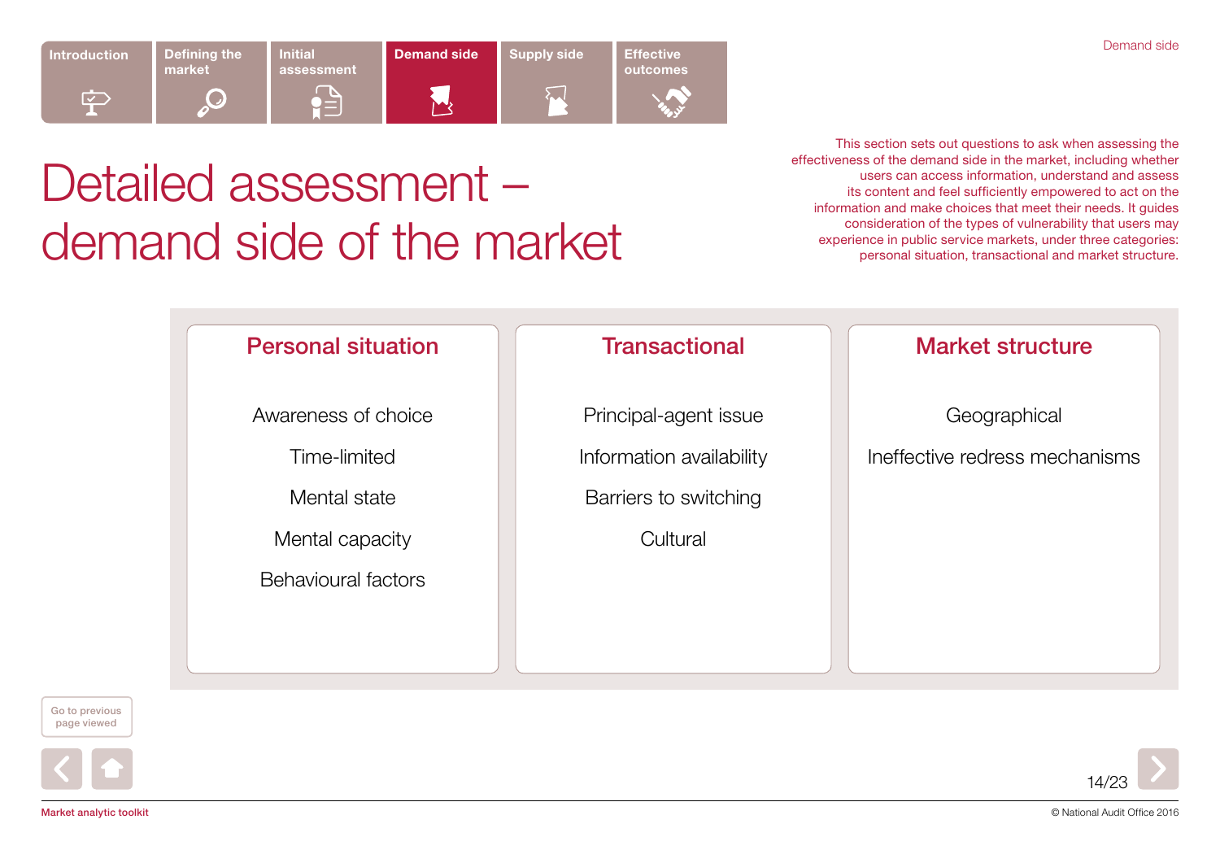# Detailed assessment – demand side of the market

This section sets out questions to ask when assessing the effectiveness of the demand side in the market, including whether users can access information, understand and assess its content and feel sufficiently empowered to act on the information and make choices that meet their needs. It guides consideration of the types of vulnerability that users may experience in public service markets, under three categories: personal situation, transactional and market structure.

| Personal situation | Transactional | Market structure |
|---|---|---|
| Awareness of choice | Principal-agent issue | Geographical |
| Time-limited | Information availability | Ineffective redress mechanisms |
| Mental state | Barriers to switching | |
| Mental capacity | Cultural | |
| Behavioural factors | | |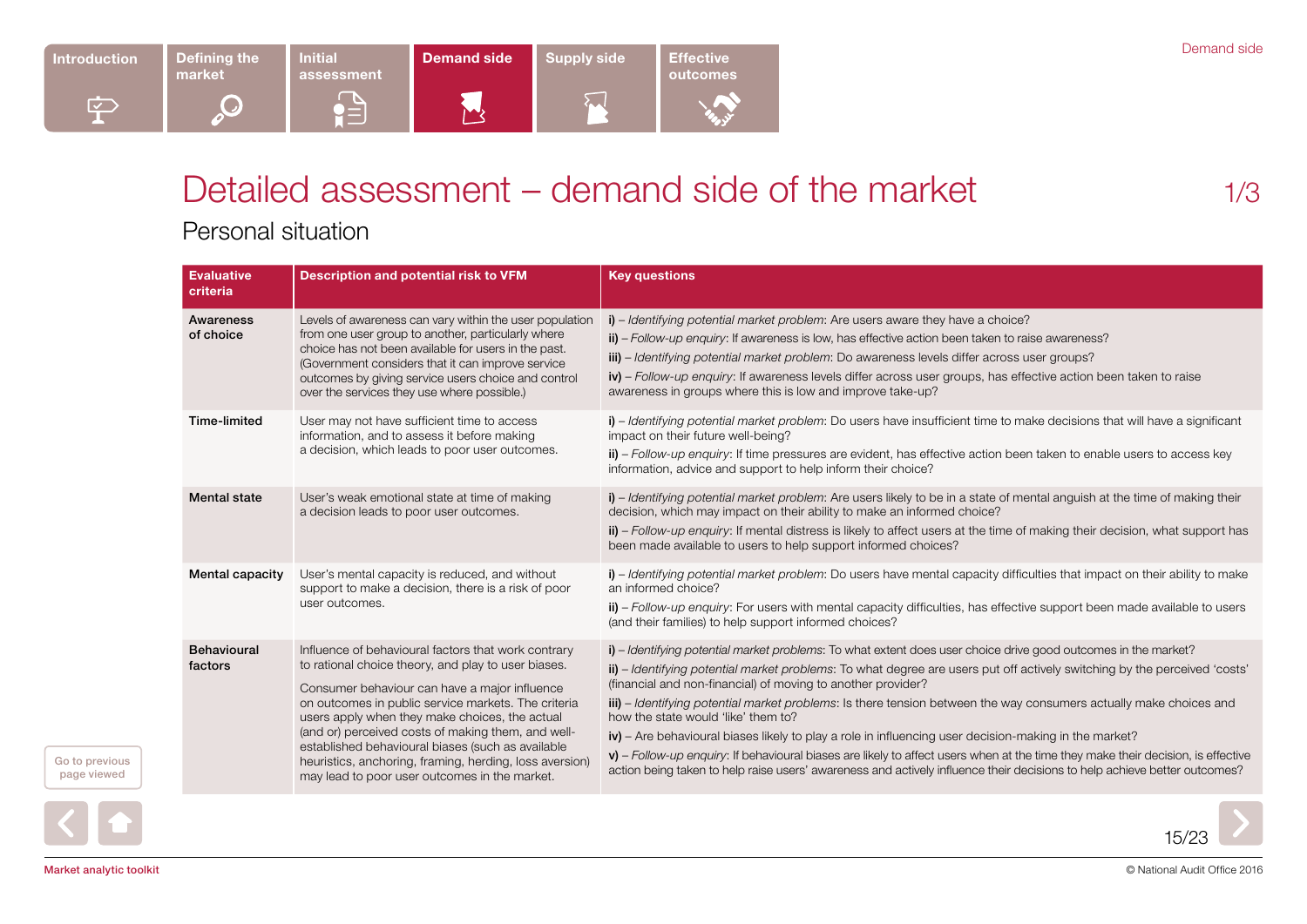# Detailed assessment – demand side of the market

1/3

## Personal situation

| Evaluative criteria | Description and potential risk to VFM | Key questions |
|---|---|---|
| **Awareness of choice** | Levels of awareness can vary within the user population from one user group to another, particularly where choice has not been available for users in the past. (Government considers that it can improve service outcomes by giving service users choice and control over the services they use where possible.) | **i)** – *Identifying potential market problem*: Are users aware they have a choice?<br>**ii)** – *Follow-up enquiry*: If awareness is low, has effective action been taken to raise awareness?<br>**iii)** – *Identifying potential market problem*: Do awareness levels differ across user groups?<br>**iv)** – *Follow-up enquiry*: If awareness levels differ across user groups, has effective action been taken to raise awareness in groups where this is low and improve take-up? |
| **Time-limited** | User may not have sufficient time to access information, and to assess it before making a decision, which leads to poor user outcomes. | **i)** – *Identifying potential market problem*: Do users have insufficient time to make decisions that will have a significant impact on their future well-being?<br>**ii)** – *Follow-up enquiry*: If time pressures are evident, has effective action been taken to enable users to access key information, advice and support to help inform their choice? |
| **Mental state** | User's weak emotional state at time of making a decision leads to poor user outcomes. | **i)** – *Identifying potential market problem*: Are users likely to be in a state of mental anguish at the time of making their decision, which may impact on their ability to make an informed choice?<br>**ii)** – *Follow-up enquiry*: If mental distress is likely to affect users at the time of making their decision, what support has been made available to users to help support informed choices? |
| **Mental capacity** | User's mental capacity is reduced, and without support to make a decision, there is a risk of poor user outcomes. | **i)** – *Identifying potential market problem*: Do users have mental capacity difficulties that impact on their ability to make an informed choice?<br>**ii)** – *Follow-up enquiry*: For users with mental capacity difficulties, has effective support been made available to users (and their families) to help support informed choices? |
| **Behavioural factors** | Influence of behavioural factors that work contrary to rational choice theory, and play to user biases.<br><br>Consumer behaviour can have a major influence on outcomes in public service markets. The criteria users apply when they make choices, the actual (and or) perceived costs of making them, and well-established behavioural biases (such as available heuristics, anchoring, framing, herding, loss aversion) may lead to poor user outcomes in the market. | **i)** – *Identifying potential market problems*: To what extent does user choice drive good outcomes in the market?<br>**ii)** – *Identifying potential market problems*: To what degree are users put off actively switching by the perceived 'costs' (financial and non-financial) of moving to another provider?<br>**iii)** – *Identifying potential market problems*: Is there tension between the way consumers actually make choices and how the state would 'like' them to?<br>**iv)** – Are behavioural biases likely to play a role in influencing user decision-making in the market?<br>**v)** – *Follow-up enquiry*: If behavioural biases are likely to affect users when at the time they make their decision, is effective action being taken to help raise users' awareness and actively influence their decisions to help achieve better outcomes? |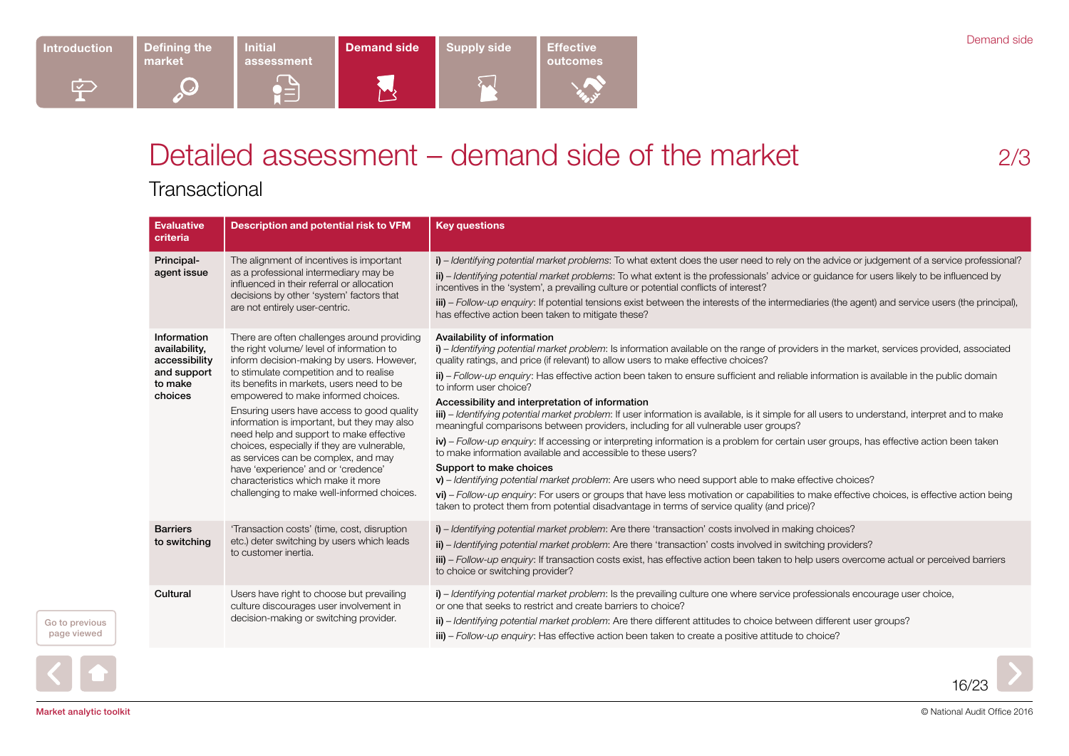# Detailed assessment – demand side of the market

2/3

## Transactional

| Evaluative criteria | Description and potential risk to VFM | Key questions |
|---|---|---|
| **Principal-agent issue** | The alignment of incentives is important as a professional intermediary may be influenced in their referral or allocation decisions by other 'system' factors that are not entirely user-centric. | **i)** – *Identifying potential market problems*: To what extent does the user need to rely on the advice or judgement of a service professional?<br>**ii)** – *Identifying potential market problems*: To what extent is the professionals' advice or guidance for users likely to be influenced by incentives in the 'system', a prevailing culture or potential conflicts of interest?<br>**iii)** – *Follow-up enquiry*: If potential tensions exist between the interests of the intermediaries (the agent) and service users (the principal), has effective action been taken to mitigate these? |
| **Information availability, accessibility and support to make choices** | There are often challenges around providing the right volume/ level of information to inform decision-making by users. However, to stimulate competition and to realise its benefits in markets, users need to be empowered to make informed choices.<br>Ensuring users have access to good quality information is important, but they may also need help and support to make effective choices, especially if they are vulnerable, as services can be complex, and may have 'experience' and or 'credence' characteristics which make it more challenging to make well-informed choices. | **Availability of information**<br>**i)** – *Identifying potential market problem*: Is information available on the range of providers in the market, services provided, associated quality ratings, and price (if relevant) to allow users to make effective choices?<br>**ii)** – *Follow-up enquiry*: Has effective action been taken to ensure sufficient and reliable information is available in the public domain to inform user choice?<br>**Accessibility and interpretation of information**<br>**iii)** – *Identifying potential market problem*: If user information is available, is it simple for all users to understand, interpret and to make meaningful comparisons between providers, including for all vulnerable user groups?<br>**iv)** – *Follow-up enquiry*: If accessing or interpreting information is a problem for certain user groups, has effective action been taken to make information available and accessible to these users?<br>**Support to make choices**<br>**v)** – *Identifying potential market problem*: Are users who need support able to make effective choices?<br>**vi)** – *Follow-up enquiry*: For users or groups that have less motivation or capabilities to make effective choices, is effective action being taken to protect them from potential disadvantage in terms of service quality (and price)? |
| **Barriers to switching** | 'Transaction costs' (time, cost, disruption etc.) deter switching by users which leads to customer inertia. | **i)** – *Identifying potential market problem*: Are there 'transaction' costs involved in making choices?<br>**ii)** – *Identifying potential market problem*: Are there 'transaction' costs involved in switching providers?<br>**iii)** – *Follow-up enquiry*: If transaction costs exist, has effective action been taken to help users overcome actual or perceived barriers to choice or switching provider? |
| **Cultural** | Users have right to choose but prevailing culture discourages user involvement in decision-making or switching provider. | **i)** – *Identifying potential market problem*: Is the prevailing culture one where service professionals encourage user choice, or one that seeks to restrict and create barriers to choice?<br>**ii)** – *Identifying potential market problem*: Are there different attitudes to choice between different user groups?<br>**iii)** – *Follow-up enquiry*: Has effective action been taken to create a positive attitude to choice? |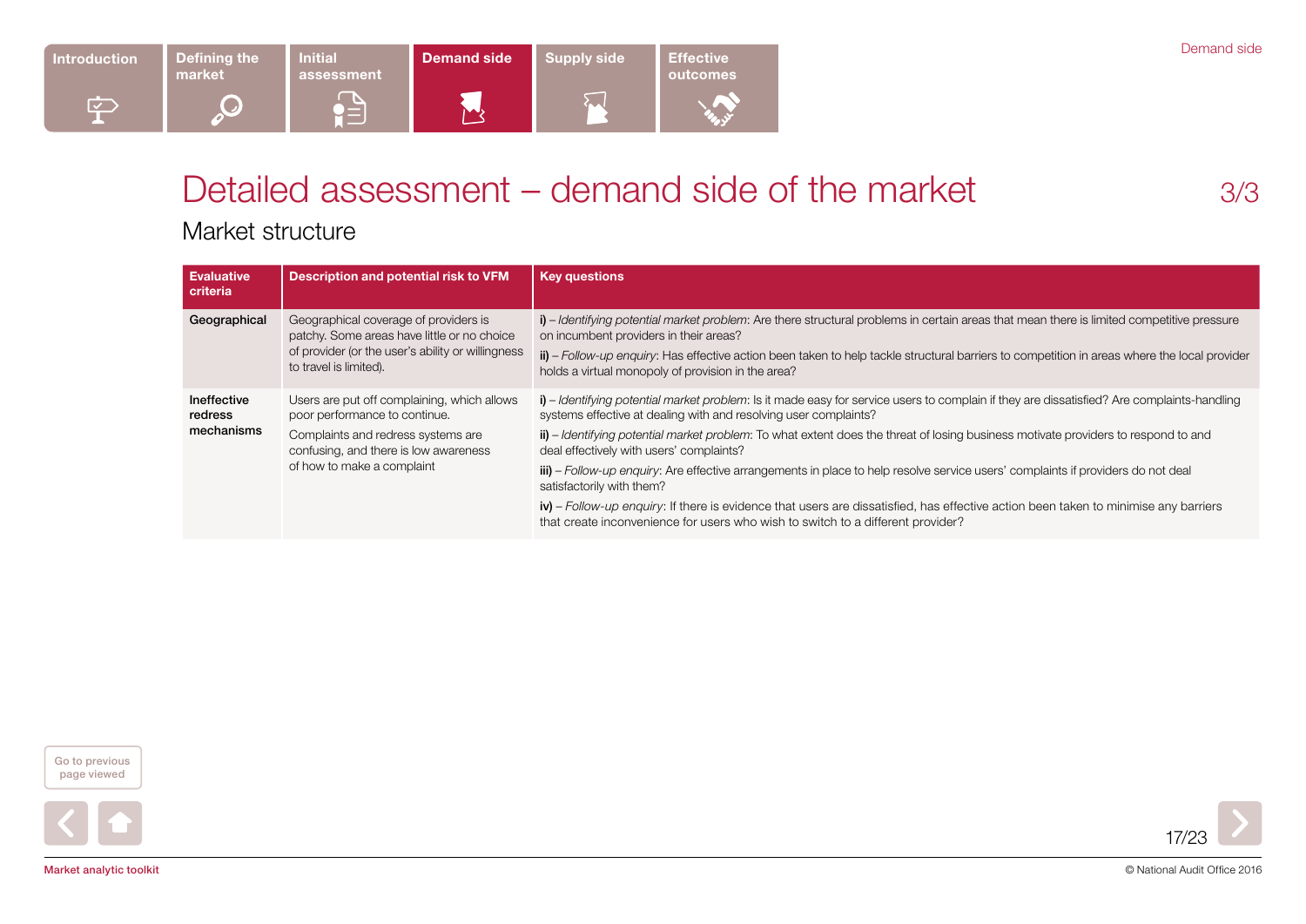# Detailed assessment – demand side of the market

3/3

## Market structure

| Evaluative criteria | Description and potential risk to VFM | Key questions |
|---|---|---|
| **Geographical** | Geographical coverage of providers is patchy. Some areas have little or no choice of provider (or the user's ability or willingness to travel is limited). | **i)** – *Identifying potential market problem*: Are there structural problems in certain areas that mean there is limited competitive pressure on incumbent providers in their areas? **ii)** – *Follow-up enquiry*: Has effective action been taken to help tackle structural barriers to competition in areas where the local provider holds a virtual monopoly of provision in the area? |
| **Ineffective redress mechanisms** | Users are put off complaining, which allows poor performance to continue. Complaints and redress systems are confusing, and there is low awareness of how to make a complaint | **i)** – *Identifying potential market problem*: Is it made easy for service users to complain if they are dissatisfied? Are complaints-handling systems effective at dealing with and resolving user complaints? **ii)** – *Identifying potential market problem*: To what extent does the threat of losing business motivate providers to respond to and deal effectively with users' complaints? **iii)** – *Follow-up enquiry*: Are effective arrangements in place to help resolve service users' complaints if providers do not deal satisfactorily with them? **iv)** – *Follow-up enquiry*: If there is evidence that users are dissatisfied, has effective action been taken to minimise any barriers that create inconvenience for users who wish to switch to a different provider? |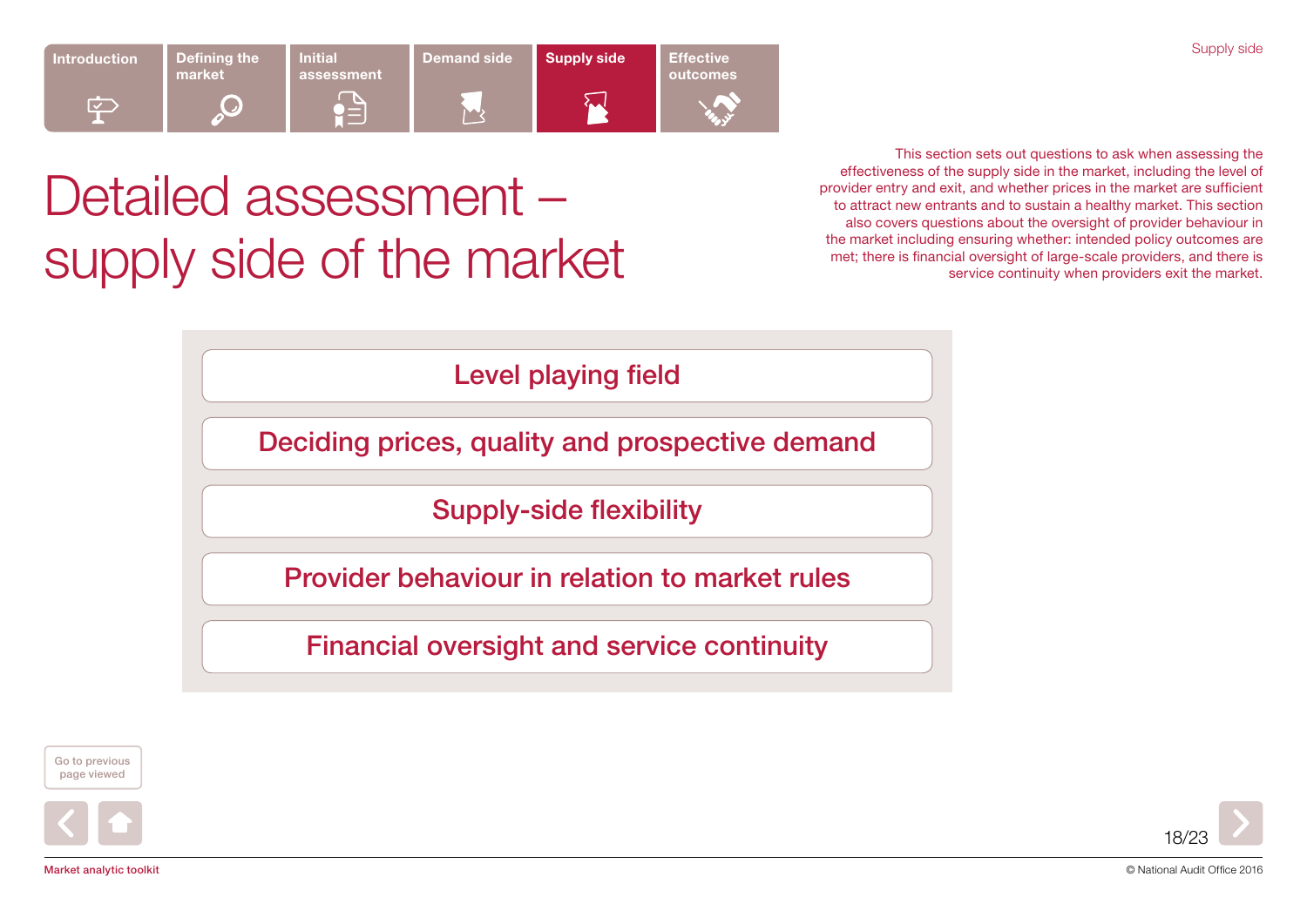# Detailed assessment – supply side of the market

This section sets out questions to ask when assessing the effectiveness of the supply side in the market, including the level of provider entry and exit, and whether prices in the market are sufficient to attract new entrants and to sustain a healthy market. This section also covers questions about the oversight of provider behaviour in the market including ensuring whether: intended policy outcomes are met; there is financial oversight of large-scale providers, and there is service continuity when providers exit the market.

- Level playing field
- Deciding prices, quality and prospective demand
- Supply-side flexibility
- Provider behaviour in relation to market rules
- Financial oversight and service continuity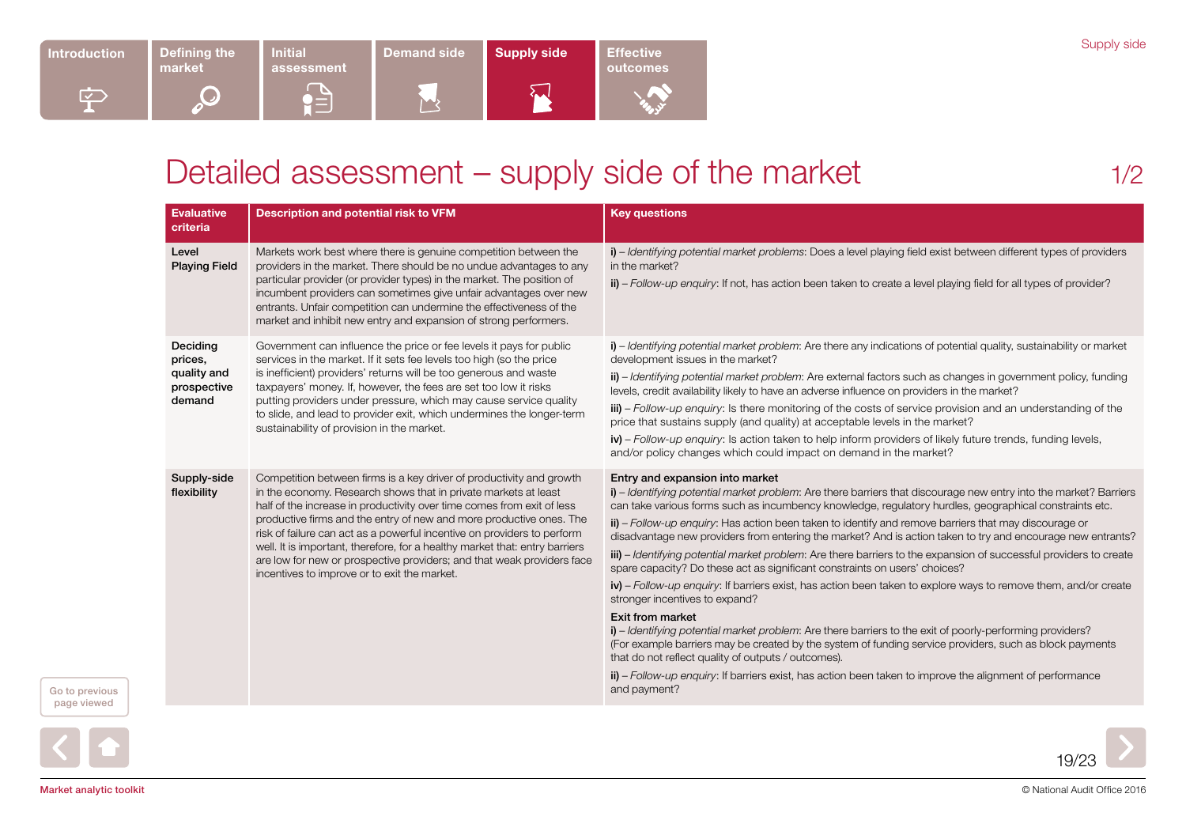# Detailed assessment – supply side of the market

1/2

| Evaluative criteria | Description and potential risk to VFM | Key questions |
|---|---|---|
| **Level Playing Field** | Markets work best where there is genuine competition between the providers in the market. There should be no undue advantages to any particular provider (or provider types) in the market. The position of incumbent providers can sometimes give unfair advantages over new entrants. Unfair competition can undermine the effectiveness of the market and inhibit new entry and expansion of strong performers. | **i)** – *Identifying potential market problems*: Does a level playing field exist between different types of providers in the market?<br>**ii)** – *Follow-up enquiry*: If not, has action been taken to create a level playing field for all types of provider? |
| **Deciding prices, quality and prospective demand** | Government can influence the price or fee levels it pays for public services in the market. If it sets fee levels too high (so the price is inefficient) providers' returns will be too generous and waste taxpayers' money. If, however, the fees are set too low it risks putting providers under pressure, which may cause service quality to slide, and lead to provider exit, which undermines the longer-term sustainability of provision in the market. | **i)** – *Identifying potential market problem*: Are there any indications of potential quality, sustainability or market development issues in the market?<br>**ii)** – *Identifying potential market problem*: Are external factors such as changes in government policy, funding levels, credit availability likely to have an adverse influence on providers in the market?<br>**iii)** – *Follow-up enquiry*: Is there monitoring of the costs of service provision and an understanding of the price that sustains supply (and quality) at acceptable levels in the market?<br>**iv)** – *Follow-up enquiry*: Is action taken to help inform providers of likely future trends, funding levels, and/or policy changes which could impact on demand in the market? |
| **Supply-side flexibility** | Competition between firms is a key driver of productivity and growth in the economy. Research shows that in private markets at least half of the increase in productivity over time comes from exit of less productive firms and the entry of new and more productive ones. The risk of failure can act as a powerful incentive on providers to perform well. It is important, therefore, for a healthy market that: entry barriers are low for new or prospective providers; and that weak providers face incentives to improve or to exit the market. | **Entry and expansion into market**<br>**i)** – *Identifying potential market problem*: Are there barriers that discourage new entry into the market? Barriers can take various forms such as incumbency knowledge, regulatory hurdles, geographical constraints etc.<br>**ii)** – *Follow-up enquiry*: Has action been taken to identify and remove barriers that may discourage or disadvantage new providers from entering the market? And is action taken to try and encourage new entrants?<br>**iii)** – *Identifying potential market problem*: Are there barriers to the expansion of successful providers to create spare capacity? Do these act as significant constraints on users' choices?<br>**iv)** – *Follow-up enquiry*: If barriers exist, has action been taken to explore ways to remove them, and/or create stronger incentives to expand?<br>**Exit from market**<br>**i)** – *Identifying potential market problem*: Are there barriers to the exit of poorly-performing providers? (For example barriers may be created by the system of funding service providers, such as block payments that do not reflect quality of outputs / outcomes).<br>**ii)** – *Follow-up enquiry*: If barriers exist, has action been taken to improve the alignment of performance and payment? |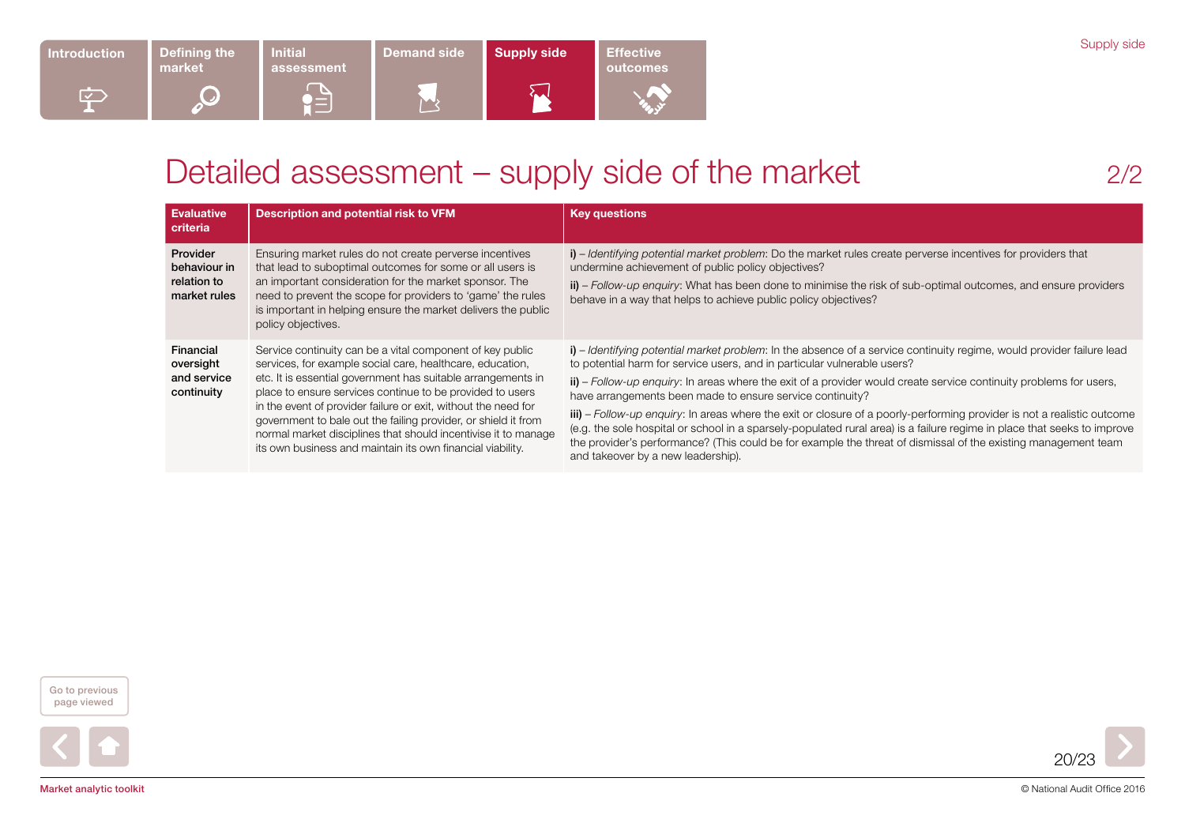# Detailed assessment – supply side of the market

2/2

| Evaluative criteria | Description and potential risk to VFM | Key questions |
|---|---|---|
| Provider behaviour in relation to market rules | Ensuring market rules do not create perverse incentives that lead to suboptimal outcomes for some or all users is an important consideration for the market sponsor. The need to prevent the scope for providers to 'game' the rules is important in helping ensure the market delivers the public policy objectives. | **i)** – *Identifying potential market problem*: Do the market rules create perverse incentives for providers that undermine achievement of public policy objectives?<br>**ii)** – *Follow-up enquiry*: What has been done to minimise the risk of sub-optimal outcomes, and ensure providers behave in a way that helps to achieve public policy objectives? |
| Financial oversight and service continuity | Service continuity can be a vital component of key public services, for example social care, healthcare, education, etc. It is essential government has suitable arrangements in place to ensure services continue to be provided to users in the event of provider failure or exit, without the need for government to bale out the failing provider, or shield it from normal market disciplines that should incentivise it to manage its own business and maintain its own financial viability. | **i)** – *Identifying potential market problem*: In the absence of a service continuity regime, would provider failure lead to potential harm for service users, and in particular vulnerable users?<br>**ii)** – *Follow-up enquiry*: In areas where the exit of a provider would create service continuity problems for users, have arrangements been made to ensure service continuity?<br>**iii)** – *Follow-up enquiry*: In areas where the exit or closure of a poorly-performing provider is not a realistic outcome (e.g. the sole hospital or school in a sparsely-populated rural area) is a failure regime in place that seeks to improve the provider's performance? (This could be for example the threat of dismissal of the existing management team and takeover by a new leadership). |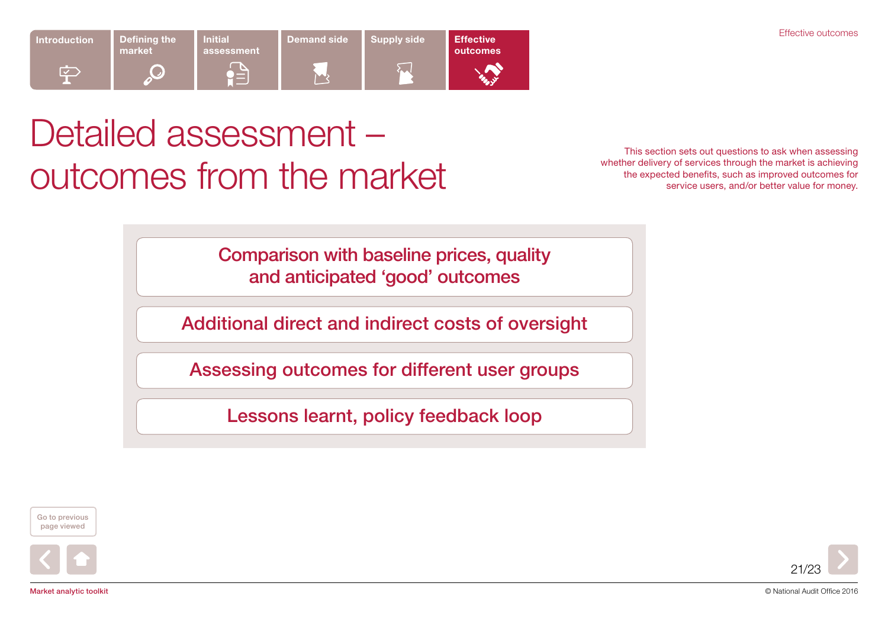# Detailed assessment – outcomes from the market

This section sets out questions to ask when assessing whether delivery of services through the market is achieving the expected benefits, such as improved outcomes for service users, and/or better value for money.

- Comparison with baseline prices, quality and anticipated ‘good’ outcomes
- Additional direct and indirect costs of oversight
- Assessing outcomes for different user groups
- Lessons learnt, policy feedback loop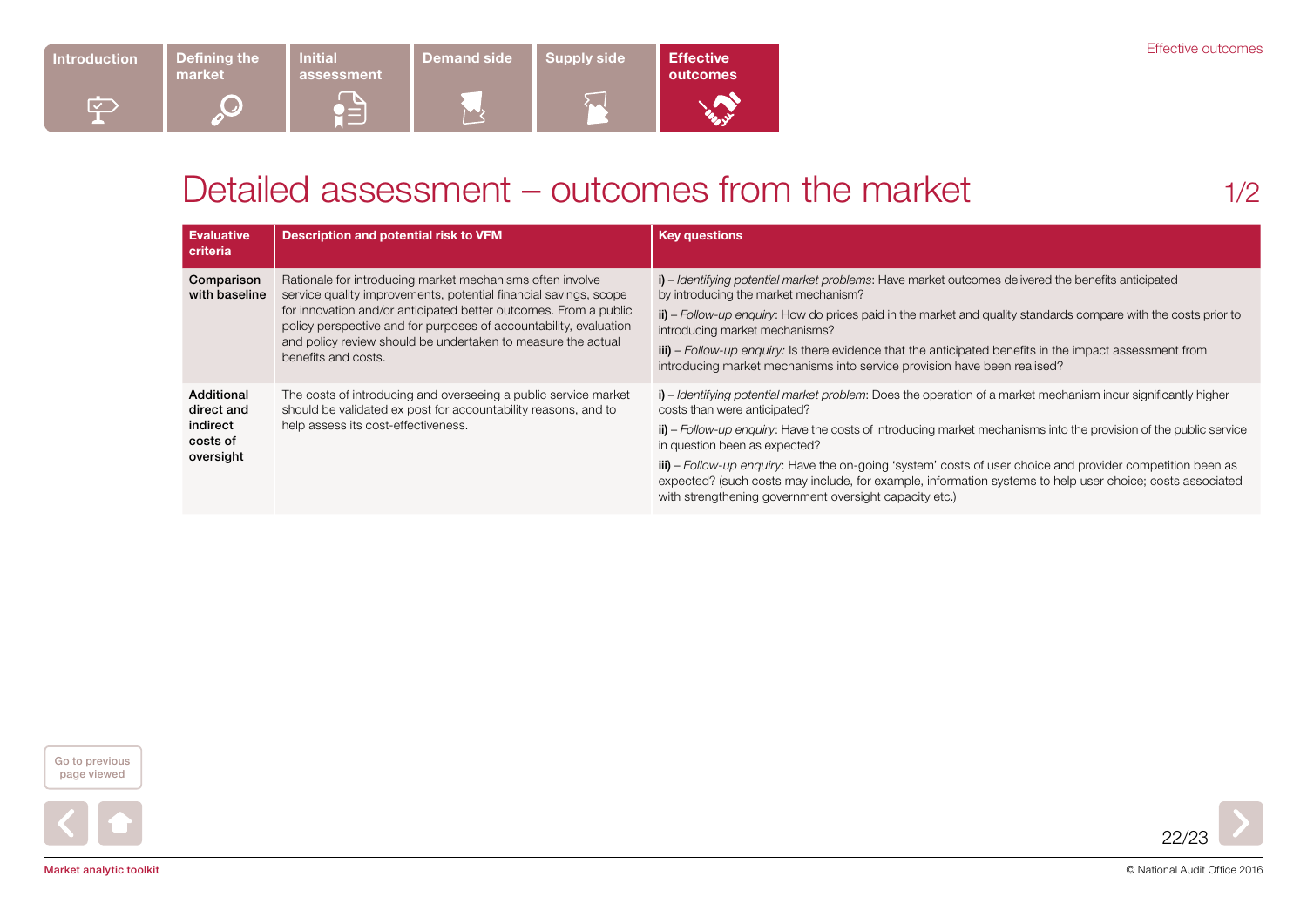# Detailed assessment – outcomes from the market

1/2

| Evaluative criteria | Description and potential risk to VFM | Key questions |
| --- | --- | --- |
| Comparison with baseline | Rationale for introducing market mechanisms often involve service quality improvements, potential financial savings, scope for innovation and/or anticipated better outcomes. From a public policy perspective and for purposes of accountability, evaluation and policy review should be undertaken to measure the actual benefits and costs. | **i)** – *Identifying potential market problems*: Have market outcomes delivered the benefits anticipated by introducing the market mechanism?<br>**ii)** – *Follow-up enquiry*: How do prices paid in the market and quality standards compare with the costs prior to introducing market mechanisms?<br>**iii)** – *Follow-up enquiry:* Is there evidence that the anticipated benefits in the impact assessment from introducing market mechanisms into service provision have been realised? |
| Additional direct and indirect costs of oversight | The costs of introducing and overseeing a public service market should be validated ex post for accountability reasons, and to help assess its cost-effectiveness. | **i)** – *Identifying potential market problem*: Does the operation of a market mechanism incur significantly higher costs than were anticipated?<br>**ii)** – *Follow-up enquiry*: Have the costs of introducing market mechanisms into the provision of the public service in question been as expected?<br>**iii)** – *Follow-up enquiry*: Have the on-going 'system' costs of user choice and provider competition been as expected? (such costs may include, for example, information systems to help user choice; costs associated with strengthening government oversight capacity etc.) |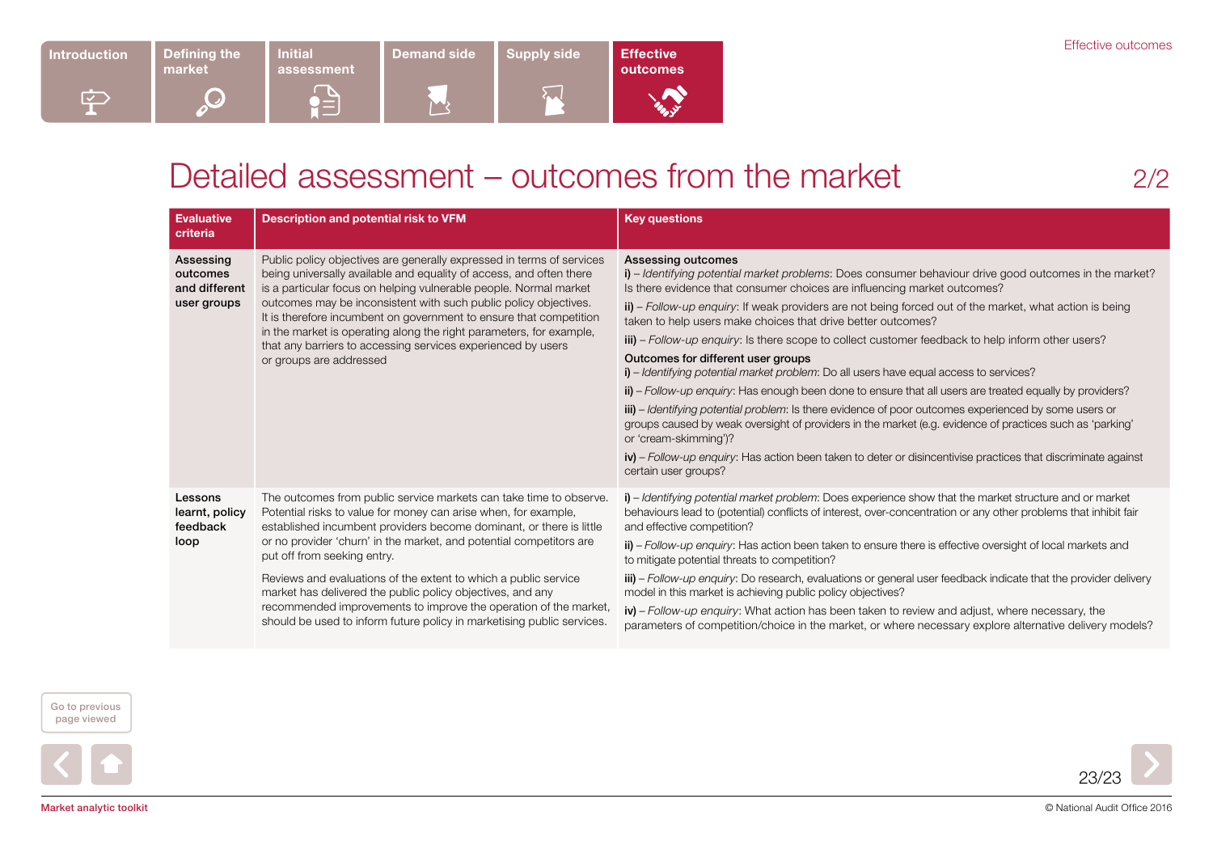# Detailed assessment – outcomes from the market

2/2

| Evaluative criteria | Description and potential risk to VFM | Key questions |
|---|---|---|
| Assessing outcomes and different user groups | Public policy objectives are generally expressed in terms of services being universally available and equality of access, and often there is a particular focus on helping vulnerable people. Normal market outcomes may be inconsistent with such public policy objectives. It is therefore incumbent on government to ensure that competition in the market is operating along the right parameters, for example, that any barriers to accessing services experienced by users or groups are addressed | **Assessing outcomes**<br>**i)** – *Identifying potential market problems*: Does consumer behaviour drive good outcomes in the market? Is there evidence that consumer choices are influencing market outcomes?<br>**ii)** – *Follow-up enquiry*: If weak providers are not being forced out of the market, what action is being taken to help users make choices that drive better outcomes?<br>**iii)** – *Follow-up enquiry*: Is there scope to collect customer feedback to help inform other users?<br>**Outcomes for different user groups**<br>**i)** – *Identifying potential market problem*: Do all users have equal access to services?<br>**ii)** – *Follow-up enquiry*: Has enough been done to ensure that all users are treated equally by providers?<br>**iii)** – *Identifying potential problem*: Is there evidence of poor outcomes experienced by some users or groups caused by weak oversight of providers in the market (e.g. evidence of practices such as 'parking' or 'cream-skimming')?<br>**iv)** – *Follow-up enquiry*: Has action been taken to deter or disincentivise practices that discriminate against certain user groups? |
| Lessons learnt, policy feedback loop | The outcomes from public service markets can take time to observe. Potential risks to value for money can arise when, for example, established incumbent providers become dominant, or there is little or no provider 'churn' in the market, and potential competitors are put off from seeking entry.<br>Reviews and evaluations of the extent to which a public service market has delivered the public policy objectives, and any recommended improvements to improve the operation of the market, should be used to inform future policy in marketising public services. | **i)** – *Identifying potential market problem*: Does experience show that the market structure and or market behaviours lead to (potential) conflicts of interest, over-concentration or any other problems that inhibit fair and effective competition?<br>**ii)** – *Follow-up enquiry*: Has action been taken to ensure there is effective oversight of local markets and to mitigate potential threats to competition?<br>**iii)** – *Follow-up enquiry*: Do research, evaluations or general user feedback indicate that the provider delivery model in this market is achieving public policy objectives?<br>**iv)** – *Follow-up enquiry*: What action has been taken to review and adjust, where necessary, the parameters of competition/choice in the market, or where necessary explore alternative delivery models? |